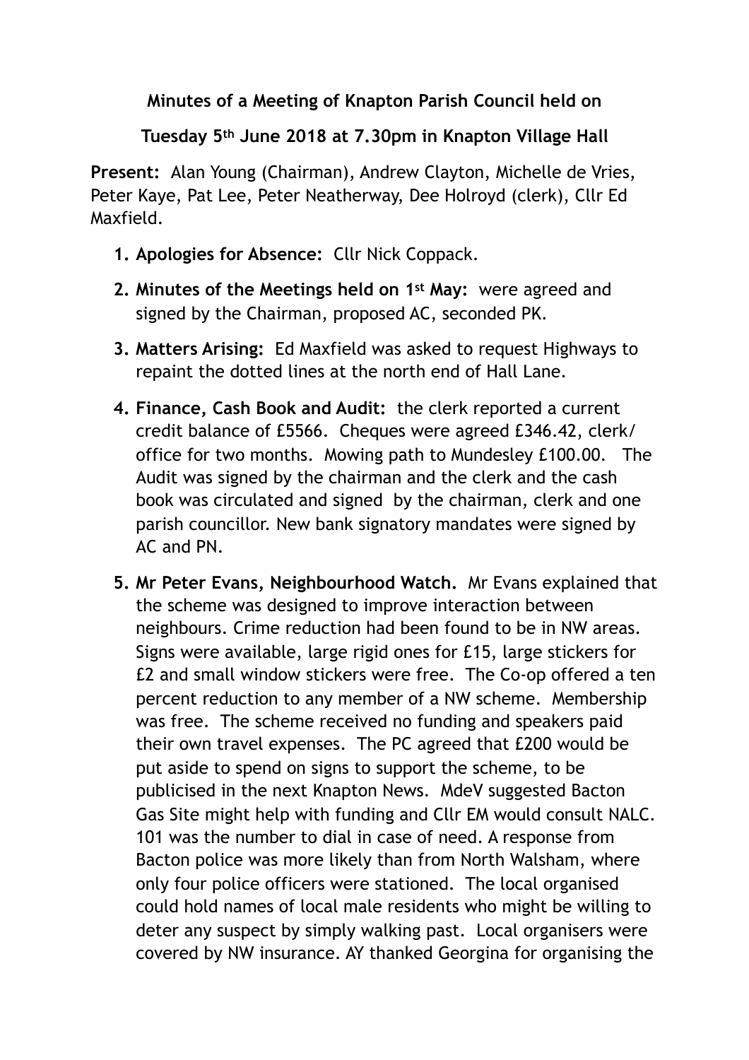**Minutes of a Meeting of Knapton Parish Council held on**

**Tuesday 5th June 2018 at 7.30pm in Knapton Village Hall**

**Present:** Alan Young (Chairman), Andrew Clayton, Michelle de Vries, Peter Kaye, Pat Lee, Peter Neatherway, Dee Holroyd (clerk), Cllr Ed Maxfield.

1. **Apologies for Absence:** Cllr Nick Coppack.
2. **Minutes of the Meetings held on 1st May:** were agreed and signed by the Chairman, proposed AC, seconded PK.
3. **Matters Arising:** Ed Maxfield was asked to request Highways to repaint the dotted lines at the north end of Hall Lane.
4. **Finance, Cash Book and Audit:** the clerk reported a current credit balance of £5566. Cheques were agreed £346.42, clerk/office for two months. Mowing path to Mundesley £100.00. The Audit was signed by the chairman and the clerk and the cash book was circulated and signed by the chairman, clerk and one parish councillor. New bank signatory mandates were signed by AC and PN.
5. **Mr Peter Evans, Neighbourhood Watch.** Mr Evans explained that the scheme was designed to improve interaction between neighbours. Crime reduction had been found to be in NW areas. Signs were available, large rigid ones for £15, large stickers for £2 and small window stickers were free. The Co-op offered a ten percent reduction to any member of a NW scheme. Membership was free. The scheme received no funding and speakers paid their own travel expenses. The PC agreed that £200 would be put aside to spend on signs to support the scheme, to be publicised in the next Knapton News. MdeV suggested Bacton Gas Site might help with funding and Cllr EM would consult NALC. 101 was the number to dial in case of need. A response from Bacton police was more likely than from North Walsham, where only four police officers were stationed. The local organised could hold names of local male residents who might be willing to deter any suspect by simply walking past. Local organisers were covered by NW insurance. AY thanked Georgina for organising the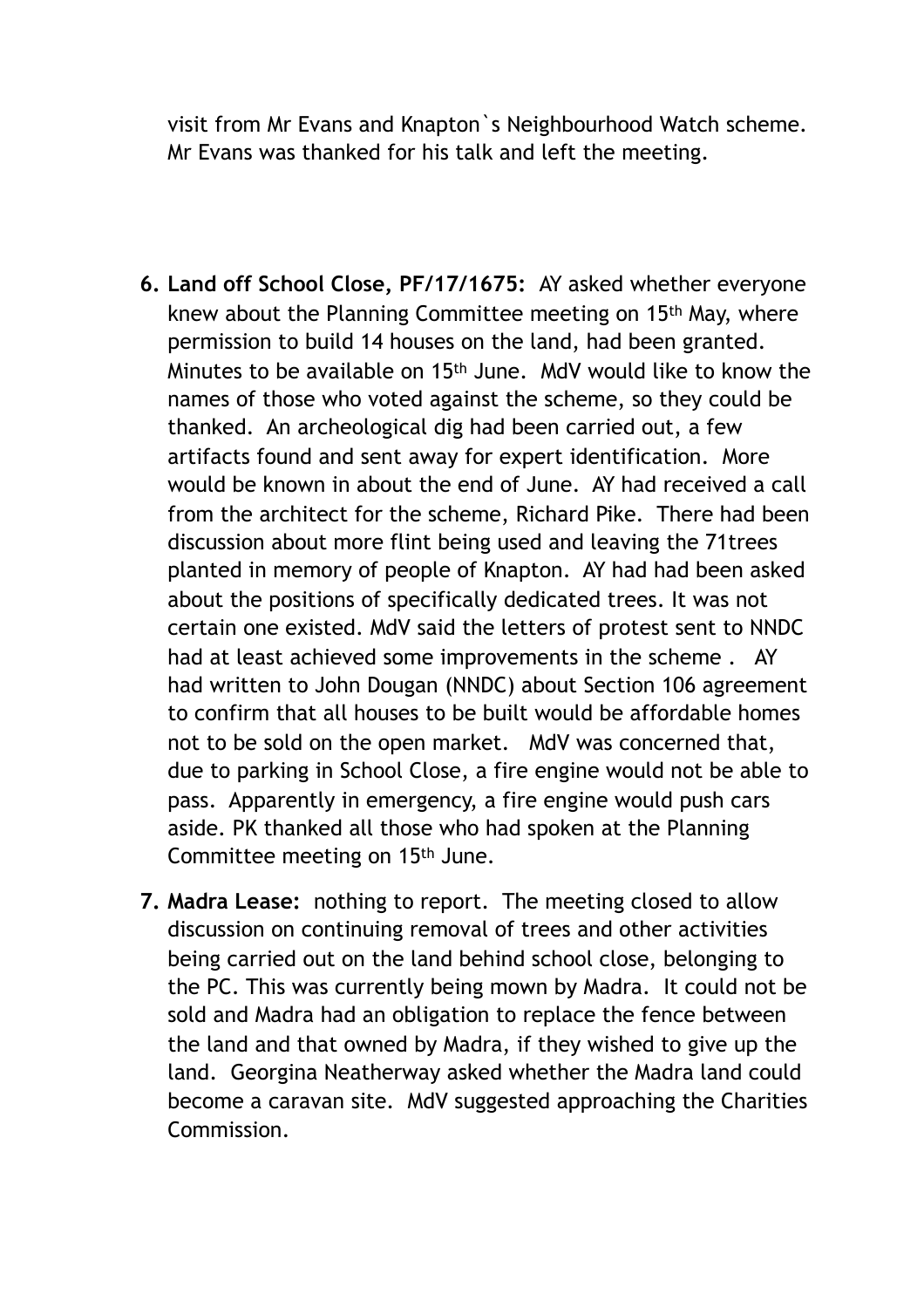visit from Mr Evans and Knapton`s Neighbourhood Watch scheme. Mr Evans was thanked for his talk and left the meeting.

6. **Land off School Close, PF/17/1675:** AY asked whether everyone knew about the Planning Committee meeting on 15th May, where permission to build 14 houses on the land, had been granted. Minutes to be available on 15th June. MdV would like to know the names of those who voted against the scheme, so they could be thanked. An archeological dig had been carried out, a few artifacts found and sent away for expert identification. More would be known in about the end of June. AY had received a call from the architect for the scheme, Richard Pike. There had been discussion about more flint being used and leaving the 71trees planted in memory of people of Knapton. AY had had been asked about the positions of specifically dedicated trees. It was not certain one existed. MdV said the letters of protest sent to NNDC had at least achieved some improvements in the scheme . AY had written to John Dougan (NNDC) about Section 106 agreement to confirm that all houses to be built would be affordable homes not to be sold on the open market. MdV was concerned that, due to parking in School Close, a fire engine would not be able to pass. Apparently in emergency, a fire engine would push cars aside. PK thanked all those who had spoken at the Planning Committee meeting on 15th June.

7. **Madra Lease:** nothing to report. The meeting closed to allow discussion on continuing removal of trees and other activities being carried out on the land behind school close, belonging to the PC. This was currently being mown by Madra. It could not be sold and Madra had an obligation to replace the fence between the land and that owned by Madra, if they wished to give up the land. Georgina Neatherway asked whether the Madra land could become a caravan site. MdV suggested approaching the Charities Commission.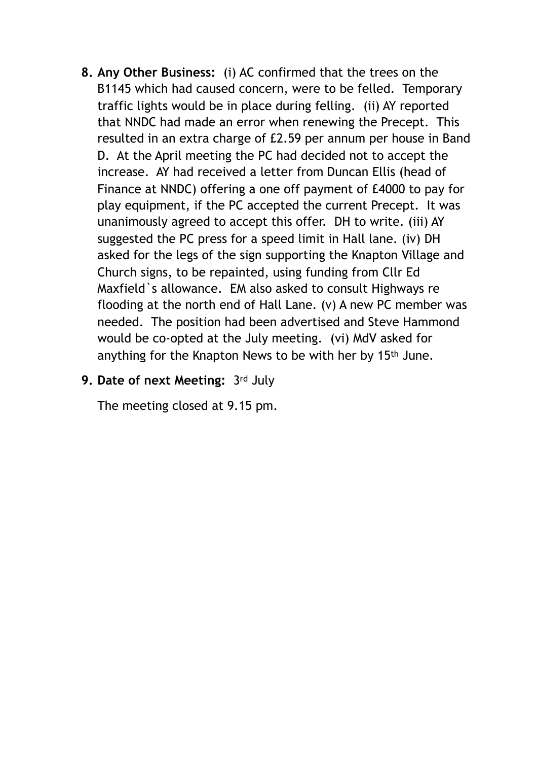8. **Any Other Business:** (i) AC confirmed that the trees on the B1145 which had caused concern, were to be felled. Temporary traffic lights would be in place during felling. (ii) AY reported that NNDC had made an error when renewing the Precept. This resulted in an extra charge of £2.59 per annum per house in Band D. At the April meeting the PC had decided not to accept the increase. AY had received a letter from Duncan Ellis (head of Finance at NNDC) offering a one off payment of £4000 to pay for play equipment, if the PC accepted the current Precept. It was unanimously agreed to accept this offer. DH to write. (iii) AY suggested the PC press for a speed limit in Hall lane. (iv) DH asked for the legs of the sign supporting the Knapton Village and Church signs, to be repainted, using funding from Cllr Ed Maxfield`s allowance. EM also asked to consult Highways re flooding at the north end of Hall Lane. (v) A new PC member was needed. The position had been advertised and Steve Hammond would be co-opted at the July meeting. (vi) MdV asked for anything for the Knapton News to be with her by 15th June.

9. **Date of next Meeting:** 3rd July

The meeting closed at 9.15 pm.